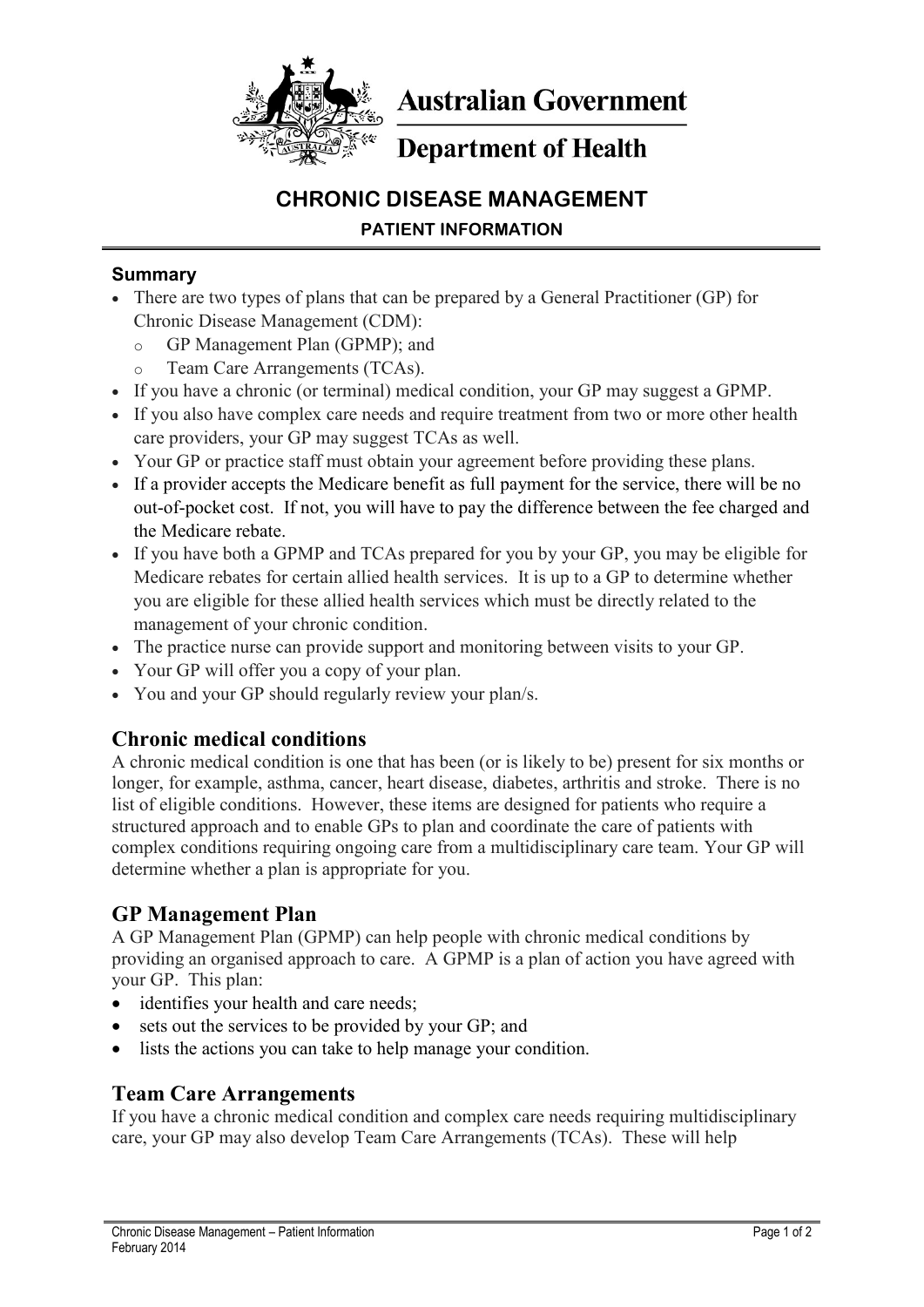Australian Government

Department of Health

# CHRONIC DISEASE MANAGEMENT

## PATIENT INFORMATION

### Summary

- There are two types of plans that can be prepared by a General Practitioner (GP) for Chronic Disease Management (CDM):
  - GP Management Plan (GPMP); and
  - Team Care Arrangements (TCAs).
- If you have a chronic (or terminal) medical condition, your GP may suggest a GPMP.
- If you also have complex care needs and require treatment from two or more other health care providers, your GP may suggest TCAs as well.
- Your GP or practice staff must obtain your agreement before providing these plans.
- If a provider accepts the Medicare benefit as full payment for the service, there will be no out-of-pocket cost. If not, you will have to pay the difference between the fee charged and the Medicare rebate.
- If you have both a GPMP and TCAs prepared for you by your GP, you may be eligible for Medicare rebates for certain allied health services. It is up to a GP to determine whether you are eligible for these allied health services which must be directly related to the management of your chronic condition.
- The practice nurse can provide support and monitoring between visits to your GP.
- Your GP will offer you a copy of your plan.
- You and your GP should regularly review your plan/s.

## Chronic medical conditions

A chronic medical condition is one that has been (or is likely to be) present for six months or longer, for example, asthma, cancer, heart disease, diabetes, arthritis and stroke. There is no list of eligible conditions. However, these items are designed for patients who require a structured approach and to enable GPs to plan and coordinate the care of patients with complex conditions requiring ongoing care from a multidisciplinary care team. Your GP will determine whether a plan is appropriate for you.

## GP Management Plan

A GP Management Plan (GPMP) can help people with chronic medical conditions by providing an organised approach to care. A GPMP is a plan of action you have agreed with your GP. This plan:

- identifies your health and care needs;
- sets out the services to be provided by your GP; and
- lists the actions you can take to help manage your condition.

## Team Care Arrangements

If you have a chronic medical condition and complex care needs requiring multidisciplinary care, your GP may also develop Team Care Arrangements (TCAs). These will help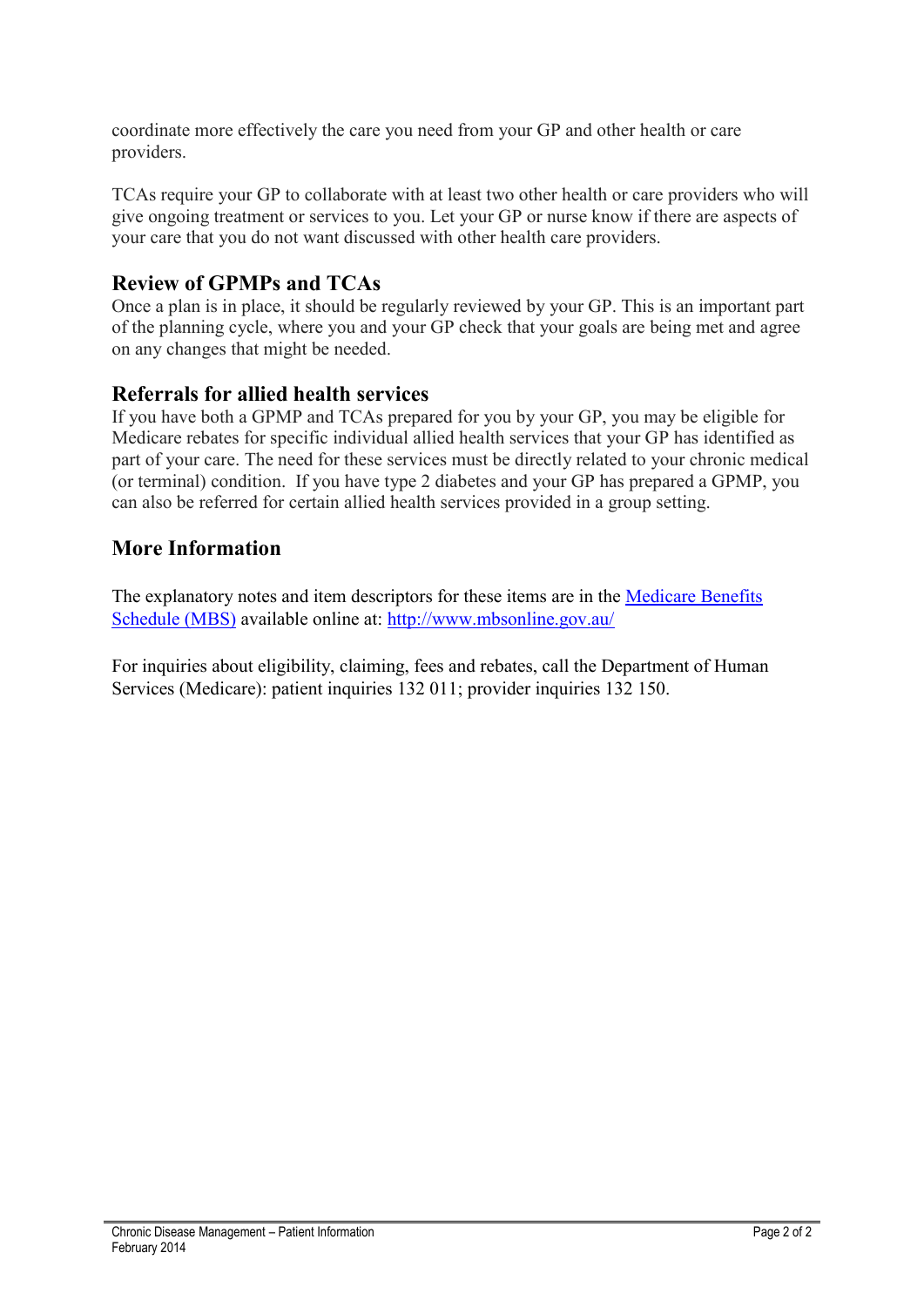coordinate more effectively the care you need from your GP and other health or care providers.

TCAs require your GP to collaborate with at least two other health or care providers who will give ongoing treatment or services to you. Let your GP or nurse know if there are aspects of your care that you do not want discussed with other health care providers.

## Review of GPMPs and TCAs

Once a plan is in place, it should be regularly reviewed by your GP. This is an important part of the planning cycle, where you and your GP check that your goals are being met and agree on any changes that might be needed.

## Referrals for allied health services

If you have both a GPMP and TCAs prepared for you by your GP, you may be eligible for Medicare rebates for specific individual allied health services that your GP has identified as part of your care. The need for these services must be directly related to your chronic medical (or terminal) condition. If you have type 2 diabetes and your GP has prepared a GPMP, you can also be referred for certain allied health services provided in a group setting.

## More Information

The explanatory notes and item descriptors for these items are in the [Medicare Benefits Schedule (MBS)](http://www.mbsonline.gov.au/) available online at: [http://www.mbsonline.gov.au/](http://www.mbsonline.gov.au/)

For inquiries about eligibility, claiming, fees and rebates, call the Department of Human Services (Medicare): patient inquiries 132 011; provider inquiries 132 150.